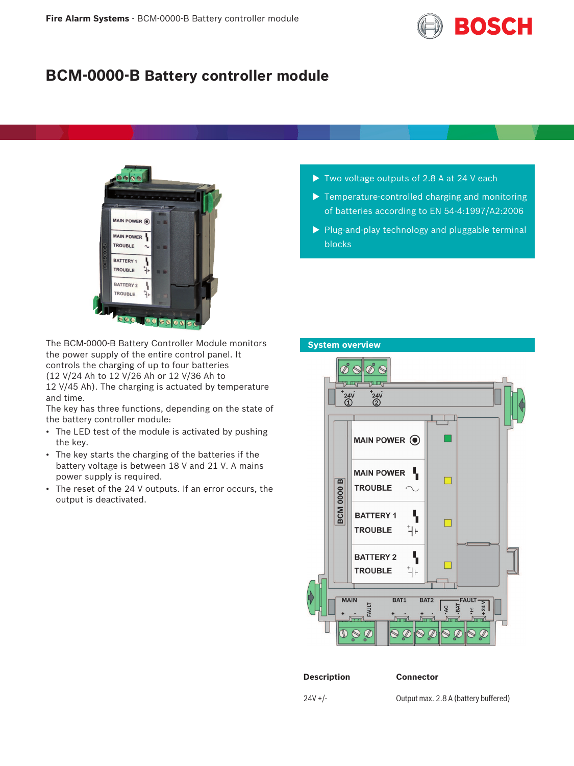# BCM-0000-B Battery controller module

- Two voltage outputs of 2.8 A at 24 V each
- Temperature-controlled charging and monitoring of batteries according to EN 54-4:1997/A2:2006
- Plug-and-play technology and pluggable terminal blocks

The BCM-0000-B Battery Controller Module monitors the power supply of the entire control panel. It controls the charging of up to four batteries (12 V/24 Ah to 12 V/26 Ah or 12 V/36 Ah to 12 V/45 Ah). The charging is actuated by temperature and time.

The key has three functions, depending on the state of the battery controller module:

- The LED test of the module is activated by pushing the key.
- The key starts the charging of the batteries if the battery voltage is between 18 V and 21 V. A mains power supply is required.
- The reset of the 24 V outputs. If an error occurs, the output is deactivated.

## System overview

| Description | Connector |
|---|---|
| 24V +/- | Output max. 2.8 A (battery buffered) |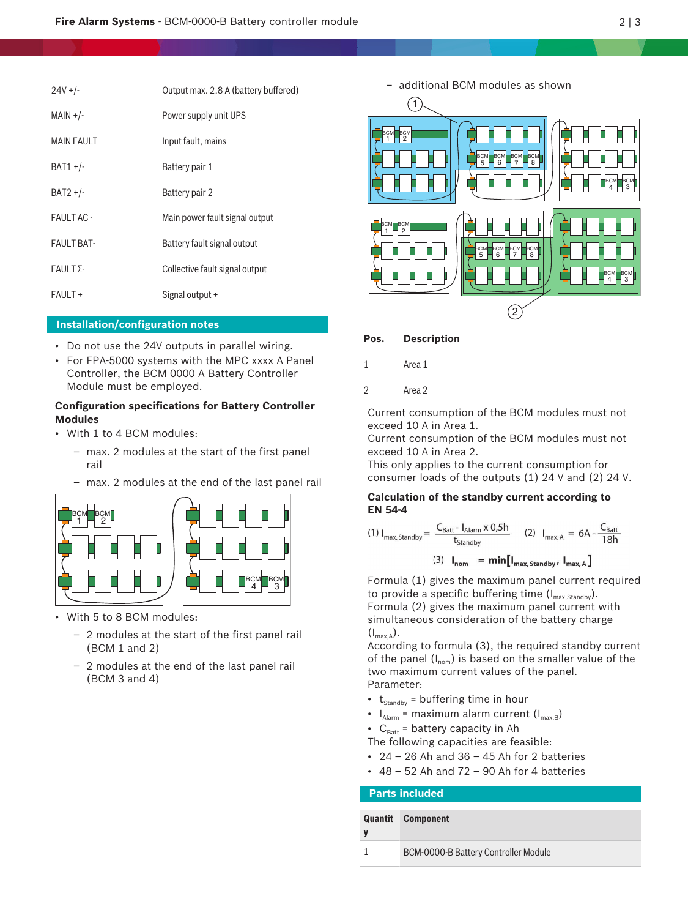| | |
|---|---|
| 24V +/- | Output max. 2.8 A (battery buffered) |
| MAIN +/- | Power supply unit UPS |
| MAIN FAULT | Input fault, mains |
| BAT1 +/- | Battery pair 1 |
| BAT2 +/- | Battery pair 2 |
| FAULT AC - | Main power fault signal output |
| FAULT BAT- | Battery fault signal output |
| FAULT Σ- | Collective fault signal output |
| FAULT + | Signal output + |

## Installation/configuration notes

- Do not use the 24V outputs in parallel wiring.
- For FPA-5000 systems with the MPC xxxx A Panel Controller, the BCM 0000 A Battery Controller Module must be employed.

### Configuration specifications for Battery Controller Modules

- With 1 to 4 BCM modules:
  - max. 2 modules at the start of the first panel rail
  - max. 2 modules at the end of the last panel rail
- With 5 to 8 BCM modules:
  - 2 modules at the start of the first panel rail (BCM 1 and 2)
  - 2 modules at the end of the last panel rail (BCM 3 and 4)
  - additional BCM modules as shown

| Pos. | Description |
|---|---|
| 1 | Area 1 |
| 2 | Area 2 |

Current consumption of the BCM modules must not exceed 10 A in Area 1.
Current consumption of the BCM modules must not exceed 10 A in Area 2.
This only applies to the current consumption for consumer loads of the outputs (1) 24 V and (2) 24 V.

### Calculation of the standby current according to EN 54-4

$$(1)\ I_{max,Standby} = \frac{C_{Batt} - I_{Alarm} \times 0{,}5h}{t_{Standby}} \qquad (2)\ I_{max,A} = 6A - \frac{C_{Batt}}{18h}$$

$$(3)\ \mathbf{I_{nom}} = \mathbf{min[I_{max,Standby}, I_{max,A}]}$$

Formula (1) gives the maximum panel current required to provide a specific buffering time ($I_{max,Standby}$).
Formula (2) gives the maximum panel current with simultaneous consideration of the battery charge ($I_{max,A}$).
According to formula (3), the required standby current of the panel ($I_{nom}$) is based on the smaller value of the two maximum current values of the panel.
Parameter:

- $t_{Standby}$ = buffering time in hour
- $I_{Alarm}$ = maximum alarm current ($I_{max,B}$)
- $C_{Batt}$ = battery capacity in Ah

The following capacities are feasible:

- 24 – 26 Ah and 36 – 45 Ah for 2 batteries
- 48 – 52 Ah and 72 – 90 Ah for 4 batteries

## Parts included

| Quantity | Component |
|---|---|
| 1 | BCM-0000-B Battery Controller Module |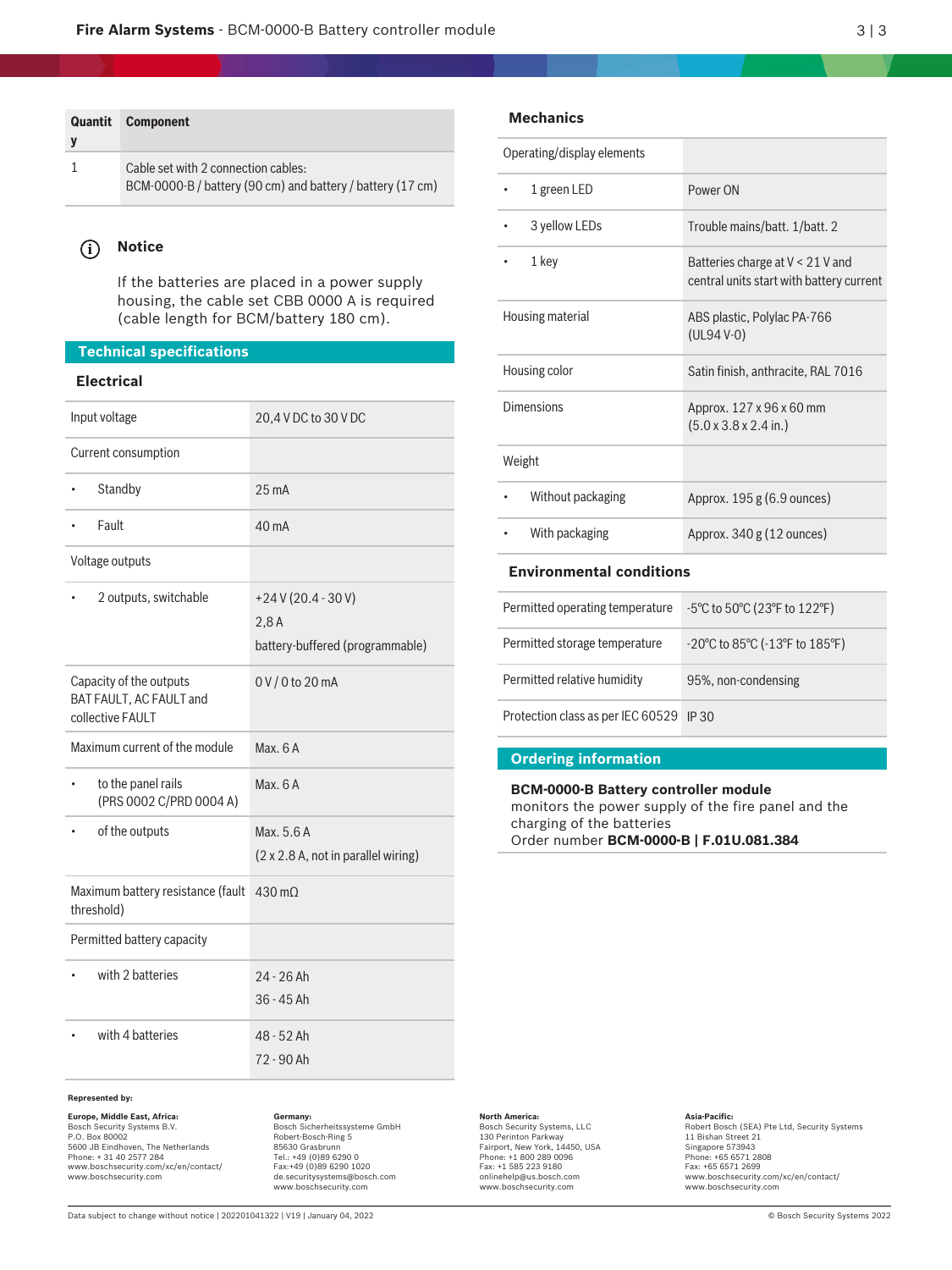| Quantity | Component |
| --- | --- |
| 1 | Cable set with 2 connection cables:<br>BCM-0000-B / battery (90 cm) and battery / battery (17 cm) |

**Notice**

If the batteries are placed in a power supply housing, the cable set CBB 0000 A is required (cable length for BCM/battery 180 cm).

## Technical specifications

### Electrical

| | |
| --- | --- |
| Input voltage | 20,4 V DC to 30 V DC |
| Current consumption | |
| • Standby | 25 mA |
| • Fault | 40 mA |
| Voltage outputs | |
| • 2 outputs, switchable | +24 V (20.4 - 30 V)<br>2,8 A<br>battery-buffered (programmable) |
| Capacity of the outputs BAT FAULT, AC FAULT and collective FAULT | 0 V / 0 to 20 mA |
| Maximum current of the module | Max. 6 A |
| • to the panel rails (PRS 0002 C/PRD 0004 A) | Max. 6 A |
| • of the outputs | Max. 5.6 A<br>(2 x 2.8 A, not in parallel wiring) |
| Maximum battery resistance (fault threshold) | 430 mΩ |
| Permitted battery capacity | |
| • with 2 batteries | 24 - 26 Ah<br>36 - 45 Ah |
| • with 4 batteries | 48 - 52 Ah<br>72 - 90 Ah |

### Mechanics

| | |
| --- | --- |
| Operating/display elements | |
| • 1 green LED | Power ON |
| • 3 yellow LEDs | Trouble mains/batt. 1/batt. 2 |
| • 1 key | Batteries charge at V < 21 V and central units start with battery current |
| Housing material | ABS plastic, Polylac PA-766 (UL94 V-0) |
| Housing color | Satin finish, anthracite, RAL 7016 |
| Dimensions | Approx. 127 x 96 x 60 mm (5.0 x 3.8 x 2.4 in.) |
| Weight | |
| • Without packaging | Approx. 195 g (6.9 ounces) |
| • With packaging | Approx. 340 g (12 ounces) |

### Environmental conditions

| | |
| --- | --- |
| Permitted operating temperature | -5°C to 50°C (23°F to 122°F) |
| Permitted storage temperature | -20°C to 85°C (-13°F to 185°F) |
| Permitted relative humidity | 95%, non-condensing |
| Protection class as per IEC 60529 | IP 30 |

## Ordering information

**BCM-0000-B Battery controller module**
monitors the power supply of the fire panel and the charging of the batteries
Order number **BCM-0000-B | F.01U.081.384**

**Represented by:**

**Europe, Middle East, Africa:**
Bosch Security Systems B.V.
P.O. Box 80002
5600 JB Eindhoven, The Netherlands
Phone: + 31 40 2577 284
www.boschsecurity.com/xc/en/contact/
www.boschsecurity.com

**Germany:**
Bosch Sicherheitssysteme GmbH
Robert-Bosch-Ring 5
85630 Grasbrunn
Tel.: +49 (0)89 6290 0
Fax:+49 (0)89 6290 1020
de.securitysystems@bosch.com
www.boschsecurity.com

**North America:**
Bosch Security Systems, LLC
130 Perinton Parkway
Fairport, New York, 14450, USA
Phone: +1 800 289 0096
Fax: +1 585 223 9180
onlinehelp@us.bosch.com
www.boschsecurity.com

**Asia-Pacific:**
Robert Bosch (SEA) Pte Ltd, Security Systems
11 Bishan Street 21
Singapore 573943
Phone: +65 6571 2808
Fax: +65 6571 2699
www.boschsecurity.com/xc/en/contact/
www.boschsecurity.com

Data subject to change without notice | 202201041322 | V19 | January 04, 2022

© Bosch Security Systems 2022